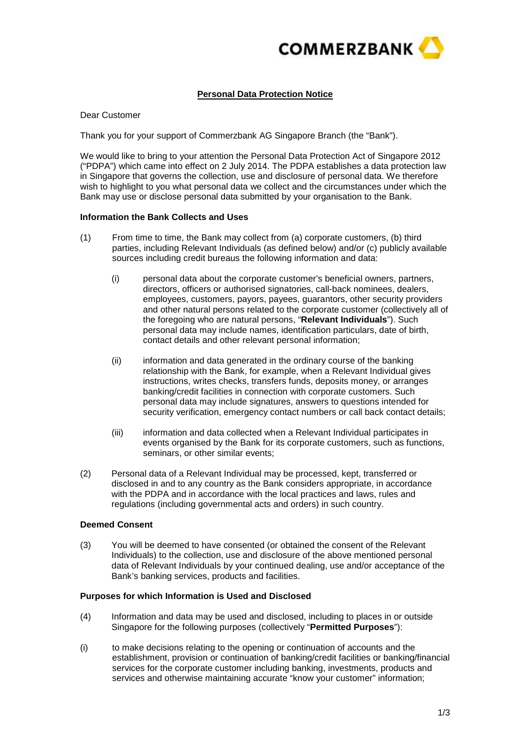COMMERZBANK

## Personal Data Protection Notice

Dear Customer

Thank you for your support of Commerzbank AG Singapore Branch (the "Bank").

We would like to bring to your attention the Personal Data Protection Act of Singapore 2012 ("PDPA") which came into effect on 2 July 2014. The PDPA establishes a data protection law in Singapore that governs the collection, use and disclosure of personal data. We therefore wish to highlight to you what personal data we collect and the circumstances under which the Bank may use or disclose personal data submitted by your organisation to the Bank.

### Information the Bank Collects and Uses

(1) From time to time, the Bank may collect from (a) corporate customers, (b) third parties, including Relevant Individuals (as defined below) and/or (c) publicly available sources including credit bureaus the following information and data:

(i) personal data about the corporate customer's beneficial owners, partners, directors, officers or authorised signatories, call-back nominees, dealers, employees, customers, payors, payees, guarantors, other security providers and other natural persons related to the corporate customer (collectively all of the foregoing who are natural persons, "**Relevant Individuals**"). Such personal data may include names, identification particulars, date of birth, contact details and other relevant personal information;

(ii) information and data generated in the ordinary course of the banking relationship with the Bank, for example, when a Relevant Individual gives instructions, writes checks, transfers funds, deposits money, or arranges banking/credit facilities in connection with corporate customers. Such personal data may include signatures, answers to questions intended for security verification, emergency contact numbers or call back contact details;

(iii) information and data collected when a Relevant Individual participates in events organised by the Bank for its corporate customers, such as functions, seminars, or other similar events;

(2) Personal data of a Relevant Individual may be processed, kept, transferred or disclosed in and to any country as the Bank considers appropriate, in accordance with the PDPA and in accordance with the local practices and laws, rules and regulations (including governmental acts and orders) in such country.

### Deemed Consent

(3) You will be deemed to have consented (or obtained the consent of the Relevant Individuals) to the collection, use and disclosure of the above mentioned personal data of Relevant Individuals by your continued dealing, use and/or acceptance of the Bank's banking services, products and facilities.

### Purposes for which Information is Used and Disclosed

(4) Information and data may be used and disclosed, including to places in or outside Singapore for the following purposes (collectively "**Permitted Purposes**"):

(i) to make decisions relating to the opening or continuation of accounts and the establishment, provision or continuation of banking/credit facilities or banking/financial services for the corporate customer including banking, investments, products and services and otherwise maintaining accurate "know your customer" information;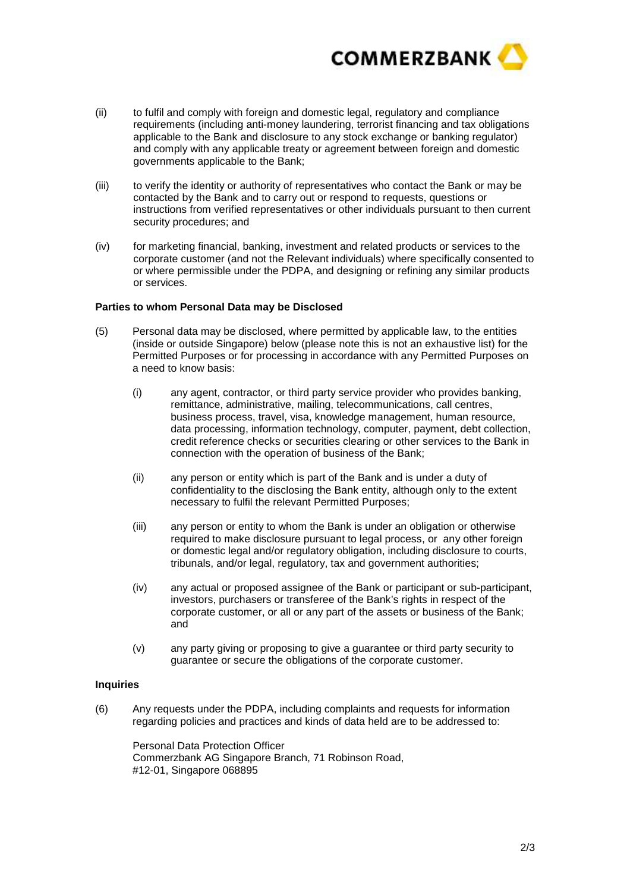(ii) to fulfil and comply with foreign and domestic legal, regulatory and compliance requirements (including anti-money laundering, terrorist financing and tax obligations applicable to the Bank and disclosure to any stock exchange or banking regulator) and comply with any applicable treaty or agreement between foreign and domestic governments applicable to the Bank;

(iii) to verify the identity or authority of representatives who contact the Bank or may be contacted by the Bank and to carry out or respond to requests, questions or instructions from verified representatives or other individuals pursuant to then current security procedures; and

(iv) for marketing financial, banking, investment and related products or services to the corporate customer (and not the Relevant individuals) where specifically consented to or where permissible under the PDPA, and designing or refining any similar products or services.

**Parties to whom Personal Data may be Disclosed**

(5) Personal data may be disclosed, where permitted by applicable law, to the entities (inside or outside Singapore) below (please note this is not an exhaustive list) for the Permitted Purposes or for processing in accordance with any Permitted Purposes on a need to know basis:

(i) any agent, contractor, or third party service provider who provides banking, remittance, administrative, mailing, telecommunications, call centres, business process, travel, visa, knowledge management, human resource, data processing, information technology, computer, payment, debt collection, credit reference checks or securities clearing or other services to the Bank in connection with the operation of business of the Bank;

(ii) any person or entity which is part of the Bank and is under a duty of confidentiality to the disclosing the Bank entity, although only to the extent necessary to fulfil the relevant Permitted Purposes;

(iii) any person or entity to whom the Bank is under an obligation or otherwise required to make disclosure pursuant to legal process, or any other foreign or domestic legal and/or regulatory obligation, including disclosure to courts, tribunals, and/or legal, regulatory, tax and government authorities;

(iv) any actual or proposed assignee of the Bank or participant or sub-participant, investors, purchasers or transferee of the Bank's rights in respect of the corporate customer, or all or any part of the assets or business of the Bank; and

(v) any party giving or proposing to give a guarantee or third party security to guarantee or secure the obligations of the corporate customer.

**Inquiries**

(6) Any requests under the PDPA, including complaints and requests for information regarding policies and practices and kinds of data held are to be addressed to:

Personal Data Protection Officer
Commerzbank AG Singapore Branch, 71 Robinson Road,
#12-01, Singapore 068895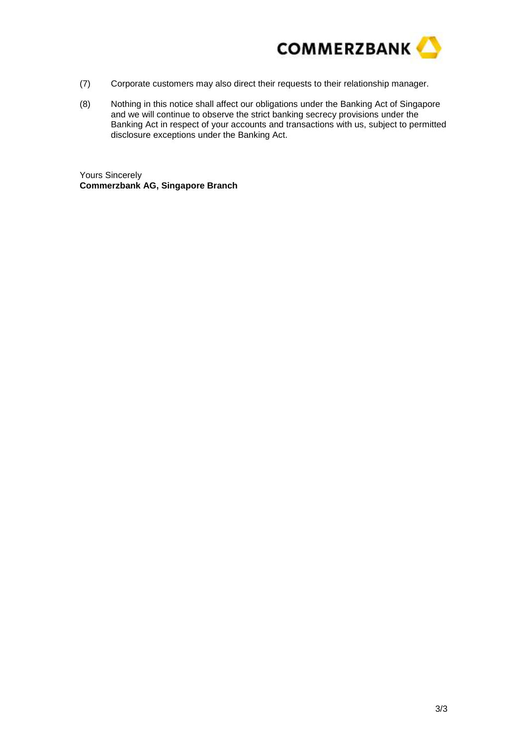(7) Corporate customers may also direct their requests to their relationship manager.

(8) Nothing in this notice shall affect our obligations under the Banking Act of Singapore and we will continue to observe the strict banking secrecy provisions under the Banking Act in respect of your accounts and transactions with us, subject to permitted disclosure exceptions under the Banking Act.

Yours Sincerely
**Commerzbank AG, Singapore Branch**